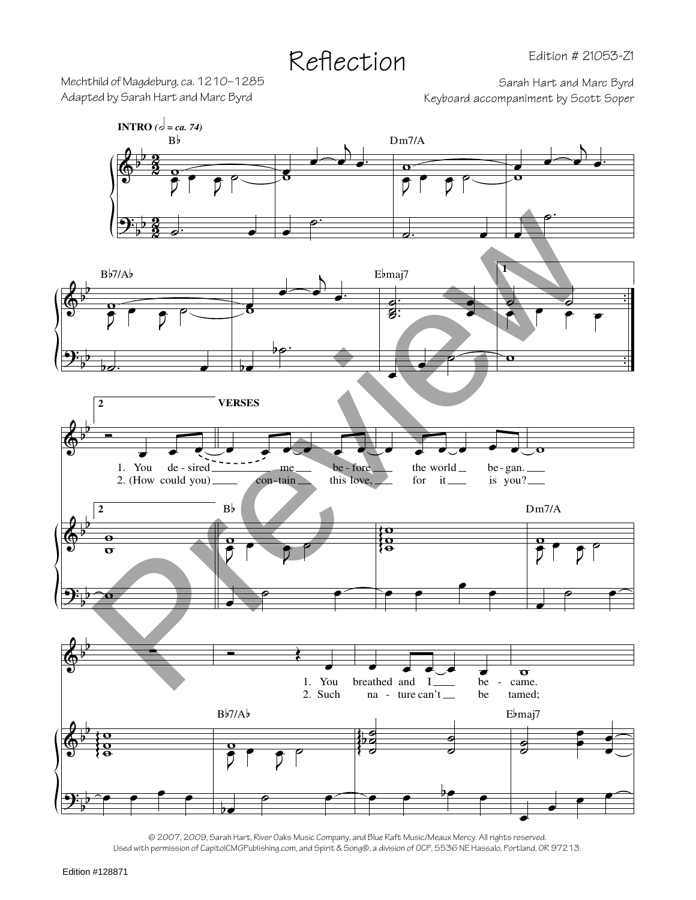# Reflection

Edition # 21053-Z1

Mechthild of Magdeburg, ca. 1210–1285
Adapted by Sarah Hart and Marc Byrd

Sarah Hart and Marc Byrd
Keyboard accompaniment by Scott Soper

**INTRO** (𝅗𝅥 = ca. 74)

B♭ Dm7/A B♭7/A♭ E♭maj7

**VERSES**

1. You de - sired me be - fore the world be - gan.
2. (How could you) con - tain this love, for it is you?

1. You breathed and I be - came.
2. Such na - ture can't be tamed;

© 2007, 2009, Sarah Hart, River Oaks Music Company, and Blue Raft Music/Meaux Mercy. All rights reserved.
Used with permission of CapitolCMGPublishing.com, and Spirit & Song®, a division of OCP, 5536 NE Hassalo, Portland, OR 97213.

Edition #128871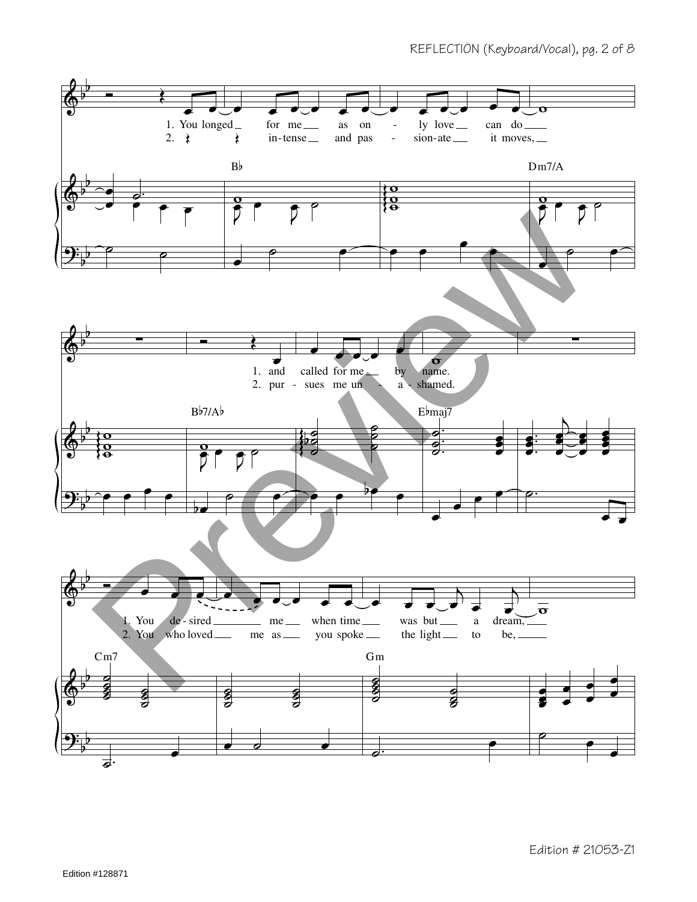1. You longed for me as only love can do
2. intense and passionate it moves,

B♭ Dm7/A

1. and called for me by name.
2. pursues me unashamed.

B♭7/A♭ E♭maj7

1. You desired me when time was but a dream,
2. You who loved me as you spoke the light to be,

Cm7 Gm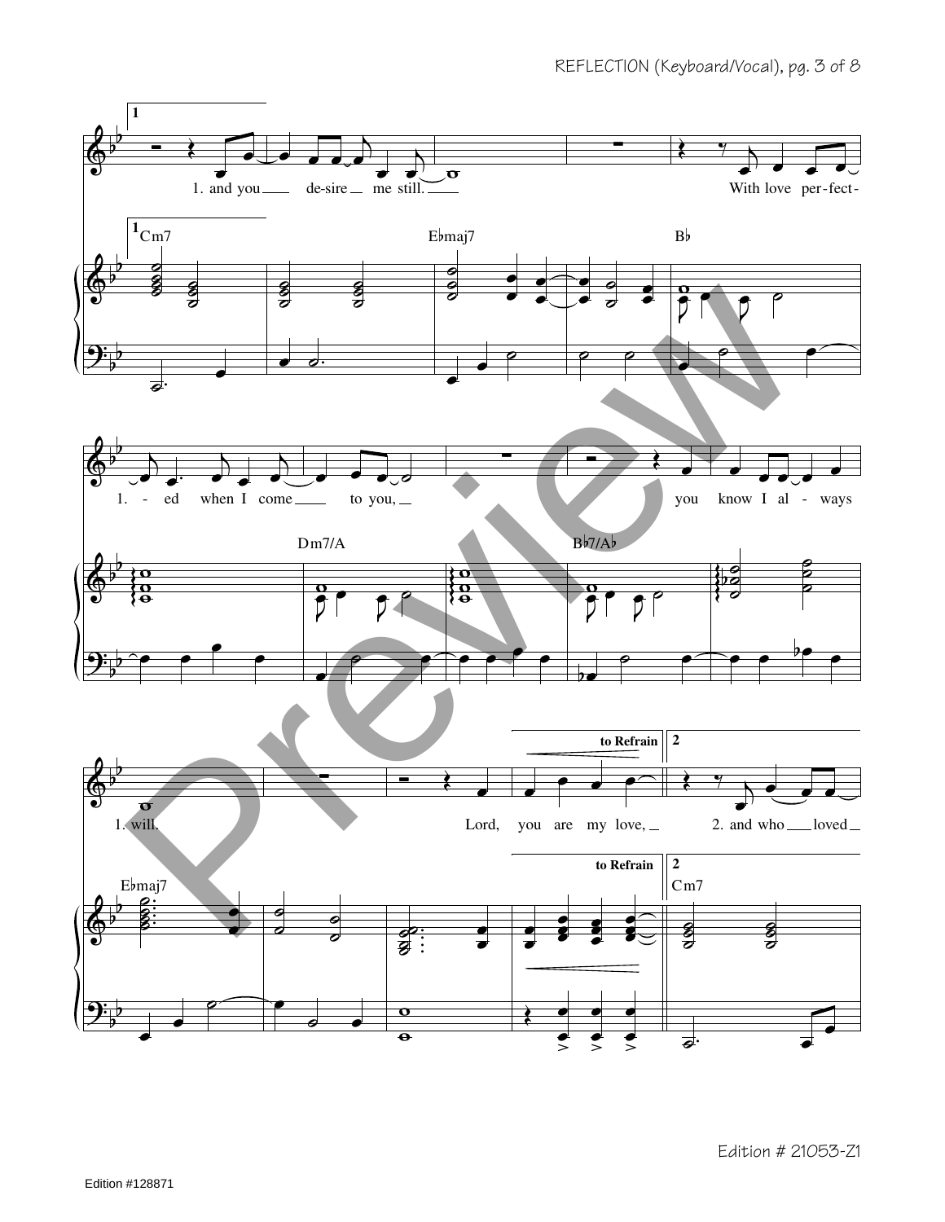1

1. and you de-sire me still. With love per-fect-

Cm7 E♭maj7 B♭

1. -ed when I come to you, you know I al-ways

Dm7/A B♭7/A♭

1. will. Lord, you are my love, 2. and who loved

E♭maj7 Cm7

to Refrain

2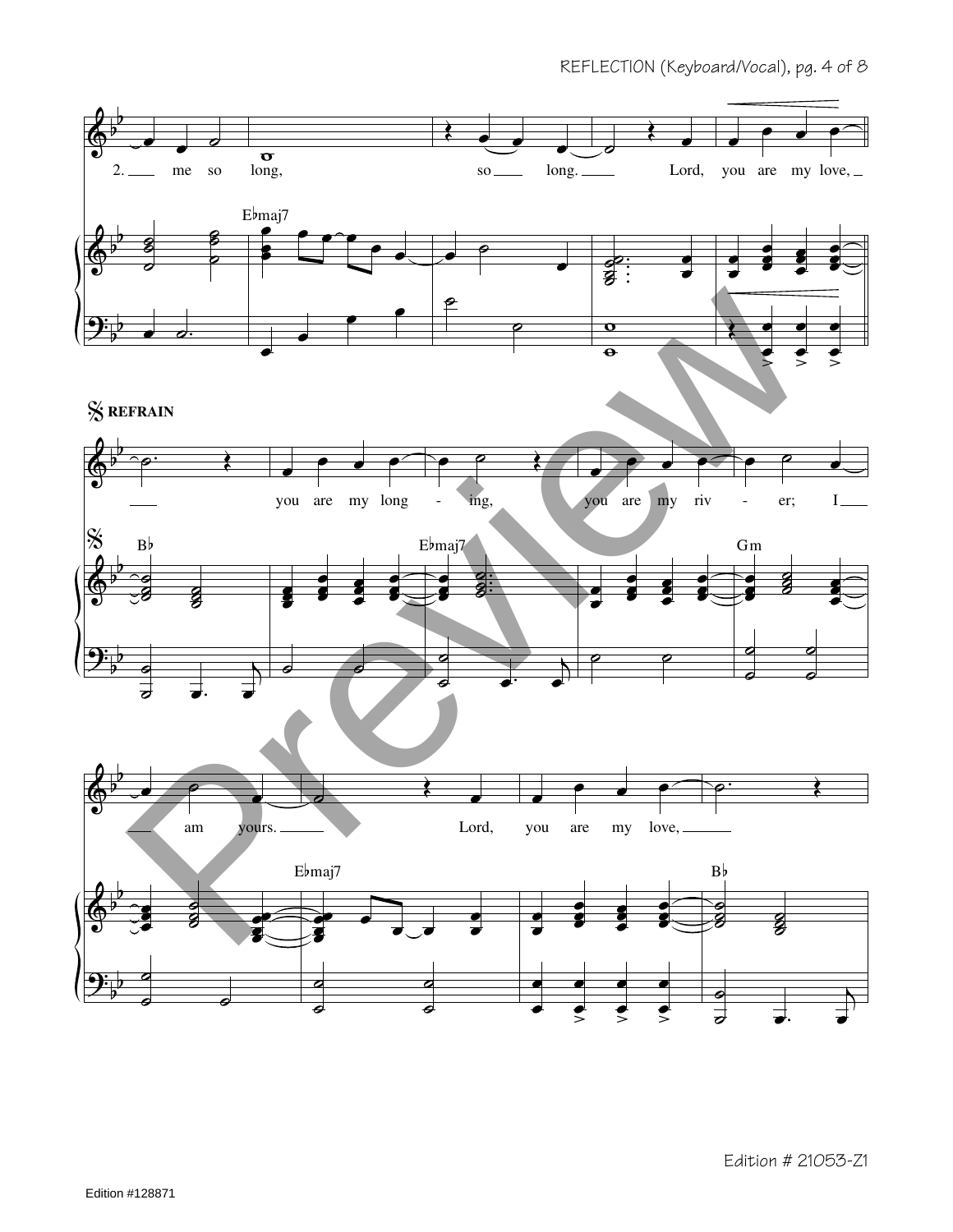2. me so long, so long. Lord, you are my love,

E♭maj7

**REFRAIN**

you are my long - ing, you are my riv - er; I

B♭ E♭maj7 Gm

am yours. Lord, you are my love,

E♭maj7 B♭

Edition # 21053-Z1

Edition #128871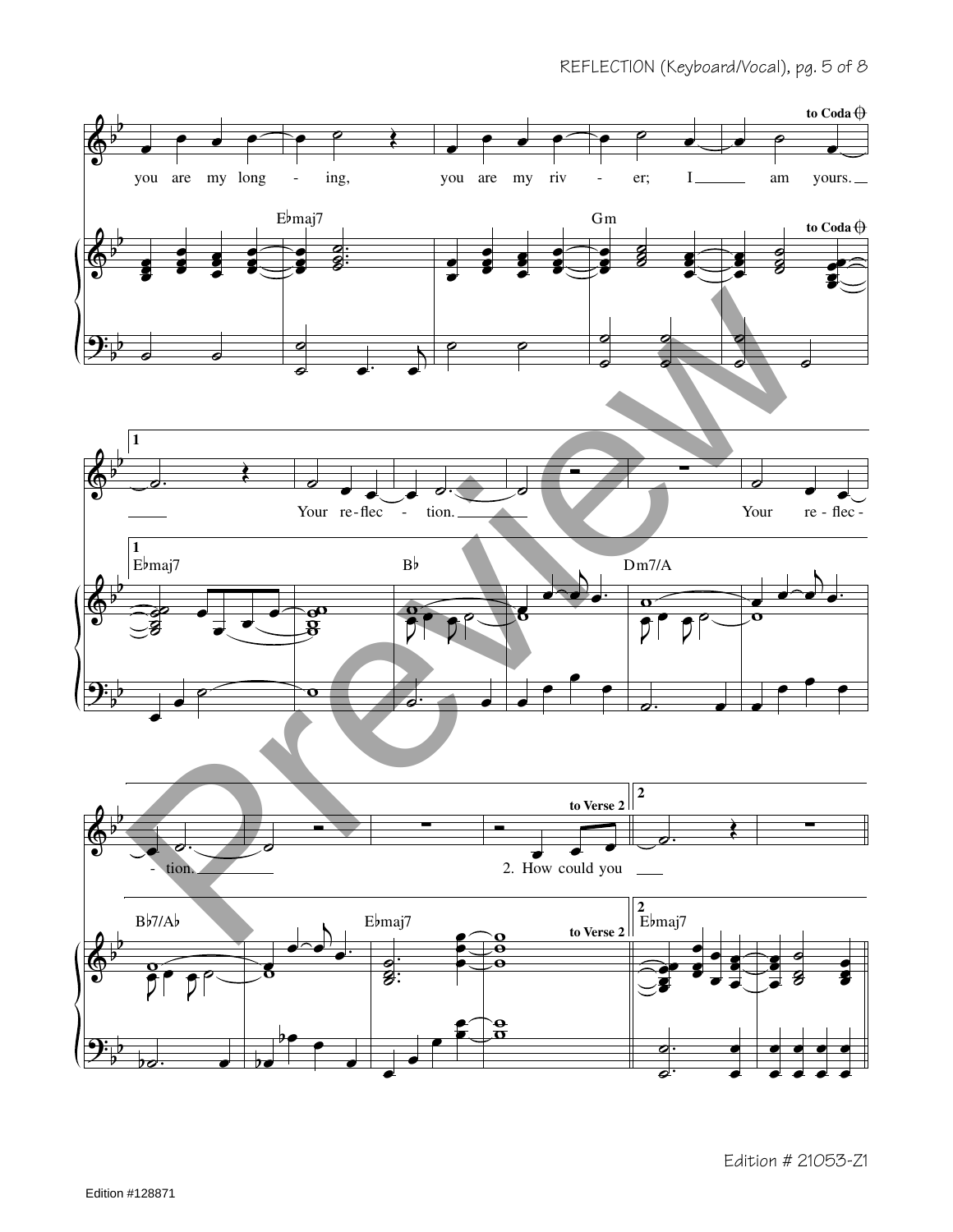to Coda ⊕

you are my long - ing, you are my riv - er; I am yours.

E♭maj7 Gm

to Coda ⊕

1

Your re-flec - tion. Your re-flec -

1
E♭maj7 B♭ Dm7/A

- tion. 2. How could you

to Verse 2

2

B♭7/A♭ E♭maj7

to Verse 2

2
E♭maj7

Edition # 21053-Z1

Edition #128871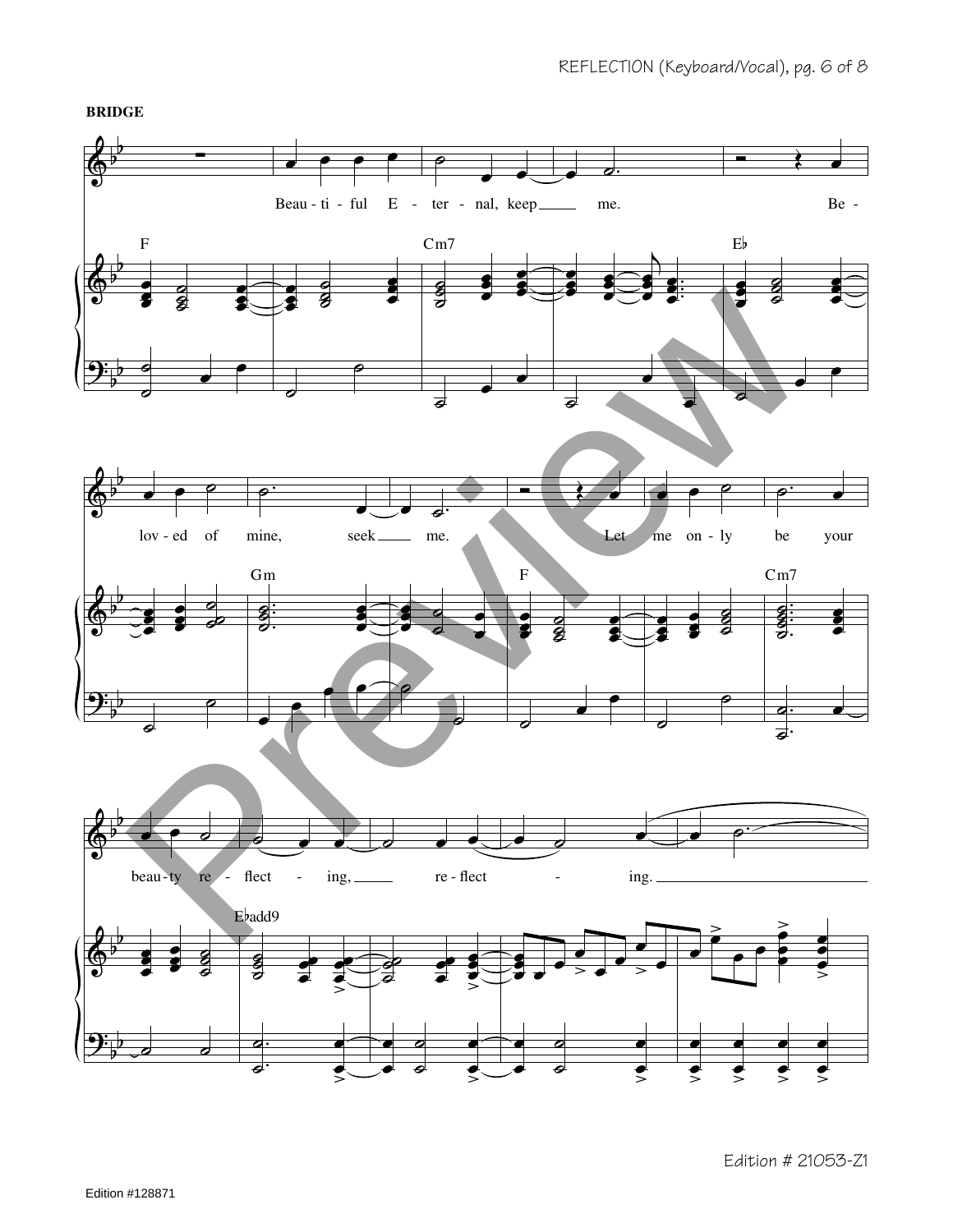**BRIDGE**

F — Cm7 — E♭

Beau - ti - ful E - ter - nal, keep ___ me. Be -

Gm — F — Cm7

lov - ed of mine, seek ___ me. Let me on - ly be your

E♭add9

beau - ty re - flect - ing, ___ re - flect - ing. ___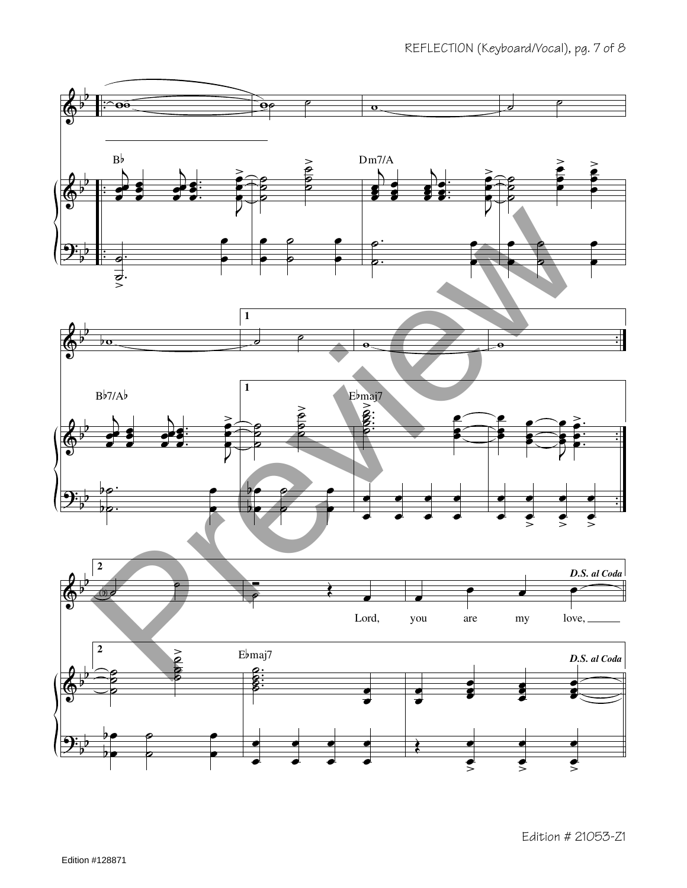Bb

Dm7/A

Bb7/Ab

1

1

Ebmaj7

2

*D.S. al Coda*

Lord, you are my love,

2

Ebmaj7

*D.S. al Coda*

Edition # 21053-Z1

Edition #128871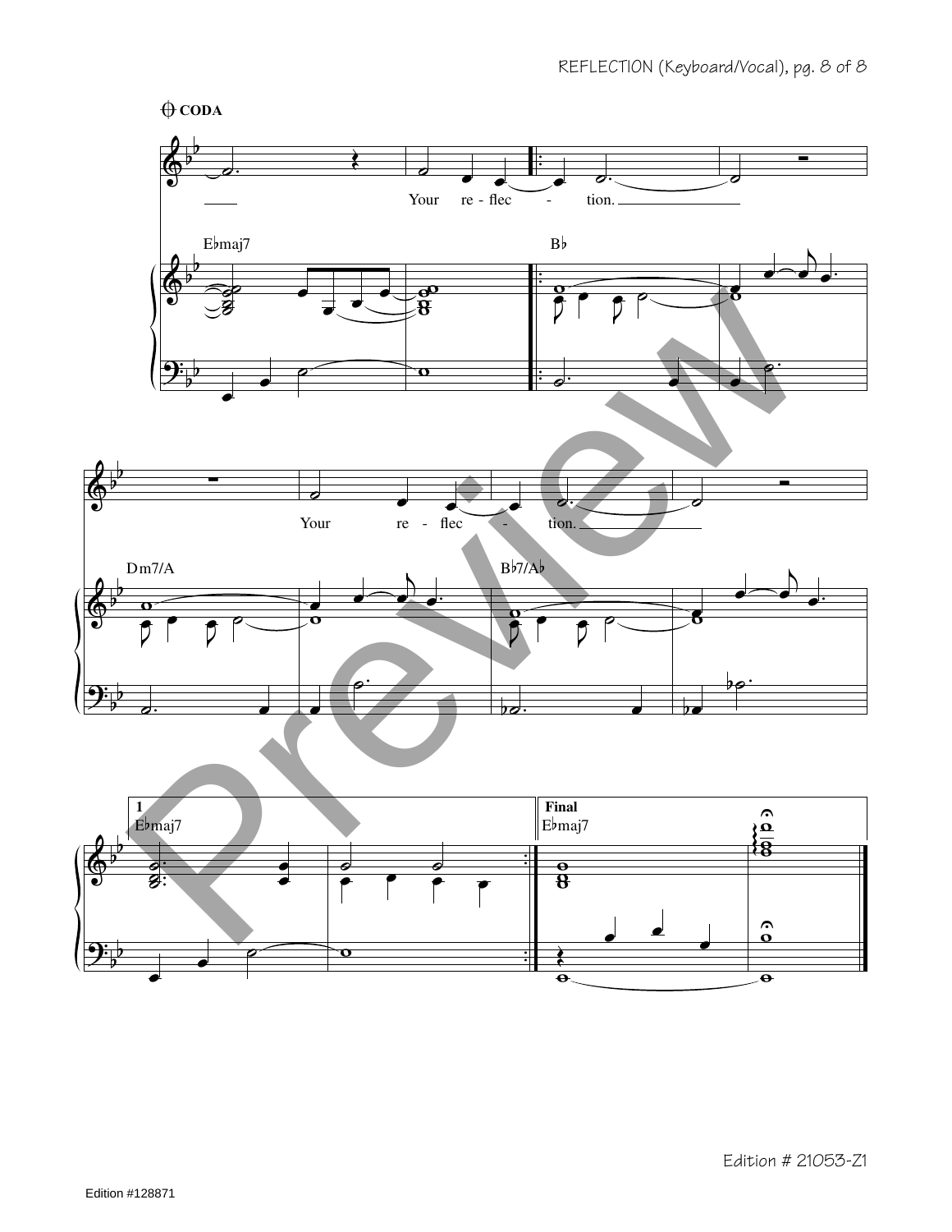CODA

Your re - flec - tion.

E♭maj7

B♭

Your re - flec - tion.

Dm7/A

B♭7/A♭

1

E♭maj7

Final

E♭maj7

Edition # 21053-Z1

Edition #128871